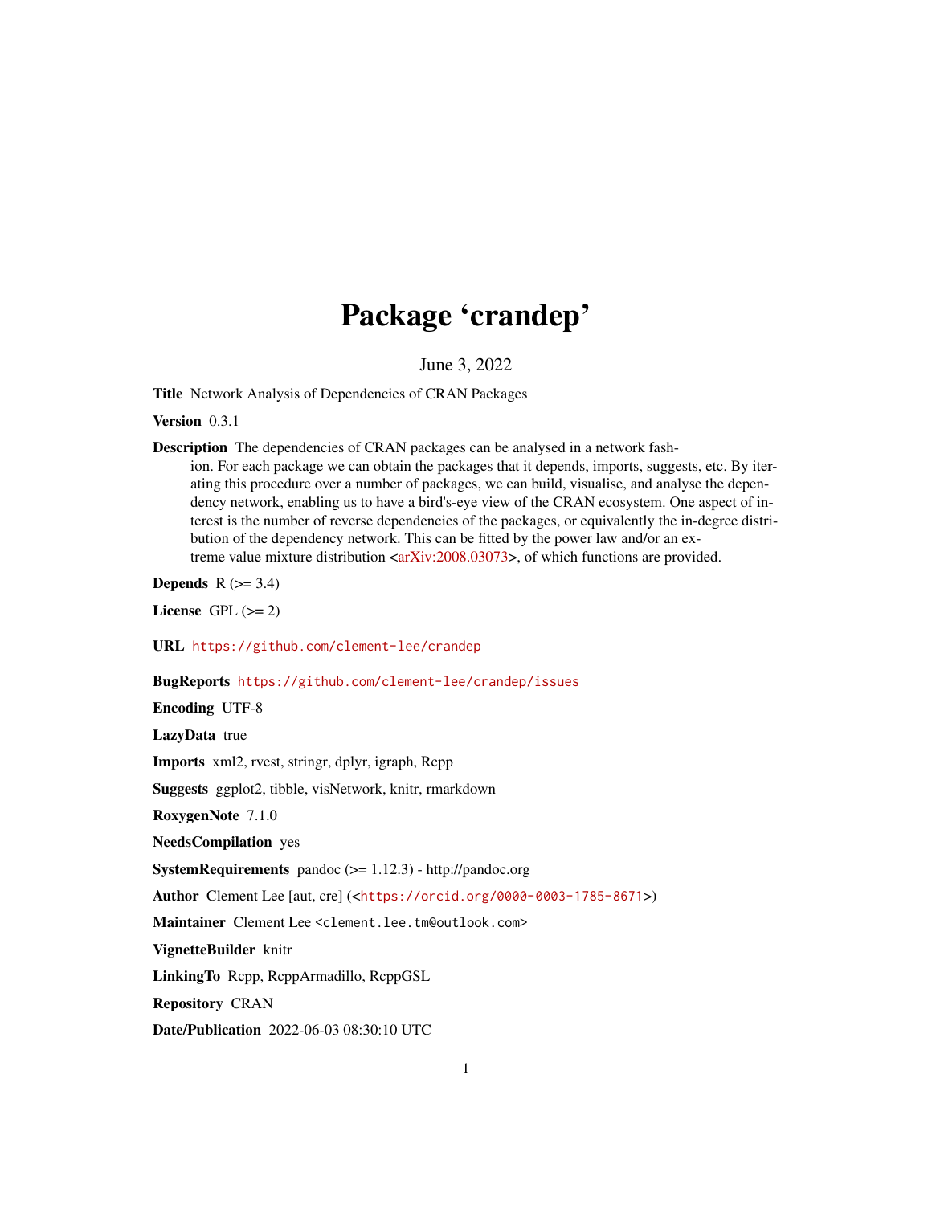# Package 'crandep'

June 3, 2022

**Title** Network Analysis of Dependencies of CRAN Packages

**Version** 0.3.1

**Description** The dependencies of CRAN packages can be analysed in a network fashion. For each package we can obtain the packages that it depends, imports, suggests, etc. By iterating this procedure over a number of packages, we can build, visualise, and analyse the dependency network, enabling us to have a bird's-eye view of the CRAN ecosystem. One aspect of interest is the number of reverse dependencies of the packages, or equivalently the in-degree distribution of the dependency network. This can be fitted by the power law and/or an extreme value mixture distribution <arXiv:2008.03073>, of which functions are provided.

**Depends** R (>= 3.4)

**License** GPL (>= 2)

**URL** https://github.com/clement-lee/crandep

**BugReports** https://github.com/clement-lee/crandep/issues

**Encoding** UTF-8

**LazyData** true

**Imports** xml2, rvest, stringr, dplyr, igraph, Rcpp

**Suggests** ggplot2, tibble, visNetwork, knitr, rmarkdown

**RoxygenNote** 7.1.0

**NeedsCompilation** yes

**SystemRequirements** pandoc (>= 1.12.3) - http://pandoc.org

**Author** Clement Lee [aut, cre] (<https://orcid.org/0000-0003-1785-8671>)

**Maintainer** Clement Lee <clement.lee.tm@outlook.com>

**VignetteBuilder** knitr

**LinkingTo** Rcpp, RcppArmadillo, RcppGSL

**Repository** CRAN

**Date/Publication** 2022-06-03 08:30:10 UTC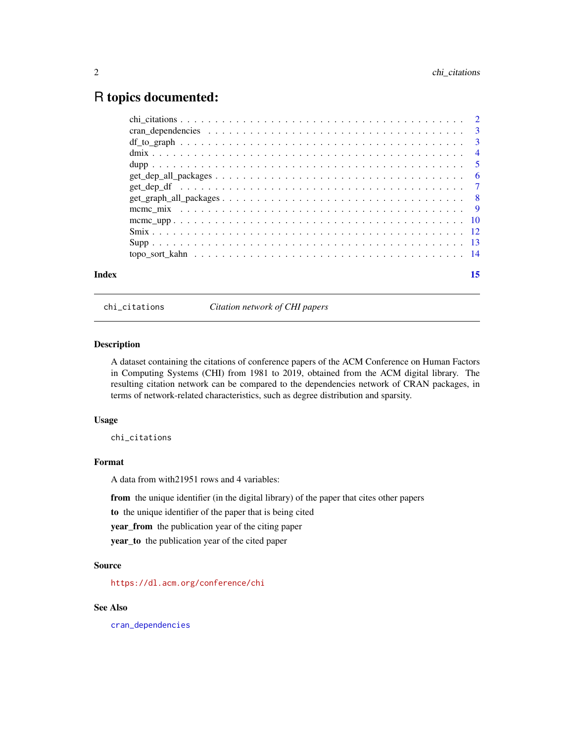# R topics documented:

| | |
|---|---|
| chi_citations | 2 |
| cran_dependencies | 3 |
| df_to_graph | 3 |
| dmix | 4 |
| dupp | 5 |
| get_dep_all_packages | 6 |
| get_dep_df | 7 |
| get_graph_all_packages | 8 |
| mcmc_mix | 9 |
| mcmc_upp | 10 |
| Smix | 12 |
| Supp | 13 |
| topo_sort_kahn | 14 |

**Index** 15

---

## chi_citations *Citation network of CHI papers*

---

### Description

A dataset containing the citations of conference papers of the ACM Conference on Human Factors in Computing Systems (CHI) from 1981 to 2019, obtained from the ACM digital library. The resulting citation network can be compared to the dependencies network of CRAN packages, in terms of network-related characteristics, such as degree distribution and sparsity.

### Usage

```
chi_citations
```

### Format

A data from with21951 rows and 4 variables:

**from** the unique identifier (in the digital library) of the paper that cites other papers

**to** the unique identifier of the paper that is being cited

**year_from** the publication year of the citing paper

**year_to** the publication year of the cited paper

### Source

https://dl.acm.org/conference/chi

### See Also

cran_dependencies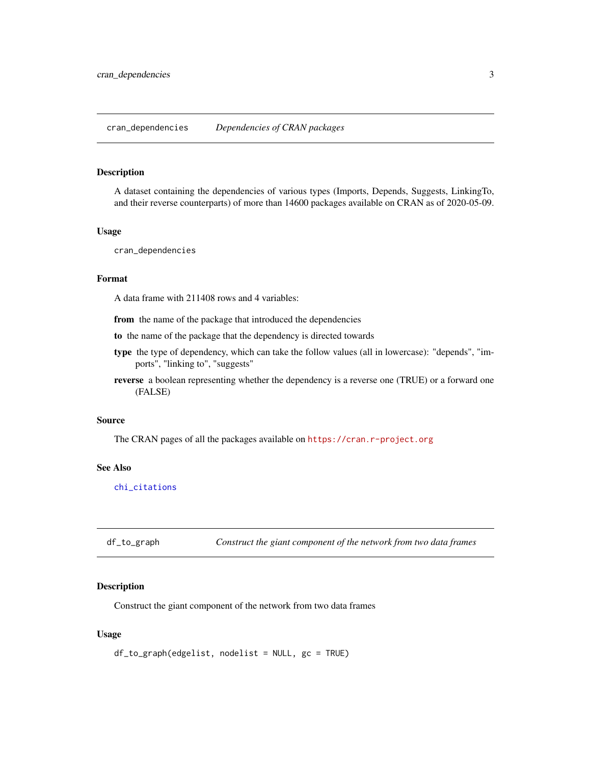## cran_dependencies — *Dependencies of CRAN packages*

### Description

A dataset containing the dependencies of various types (Imports, Depends, Suggests, LinkingTo, and their reverse counterparts) of more than 14600 packages available on CRAN as of 2020-05-09.

### Usage

```
cran_dependencies
```

### Format

A data frame with 211408 rows and 4 variables:

**from** the name of the package that introduced the dependencies

**to** the name of the package that the dependency is directed towards

**type** the type of dependency, which can take the follow values (all in lowercase): "depends", "imports", "linking to", "suggests"

**reverse** a boolean representing whether the dependency is a reverse one (TRUE) or a forward one (FALSE)

### Source

The CRAN pages of all the packages available on https://cran.r-project.org

### See Also

chi_citations

## df_to_graph — *Construct the giant component of the network from two data frames*

### Description

Construct the giant component of the network from two data frames

### Usage

```
df_to_graph(edgelist, nodelist = NULL, gc = TRUE)
```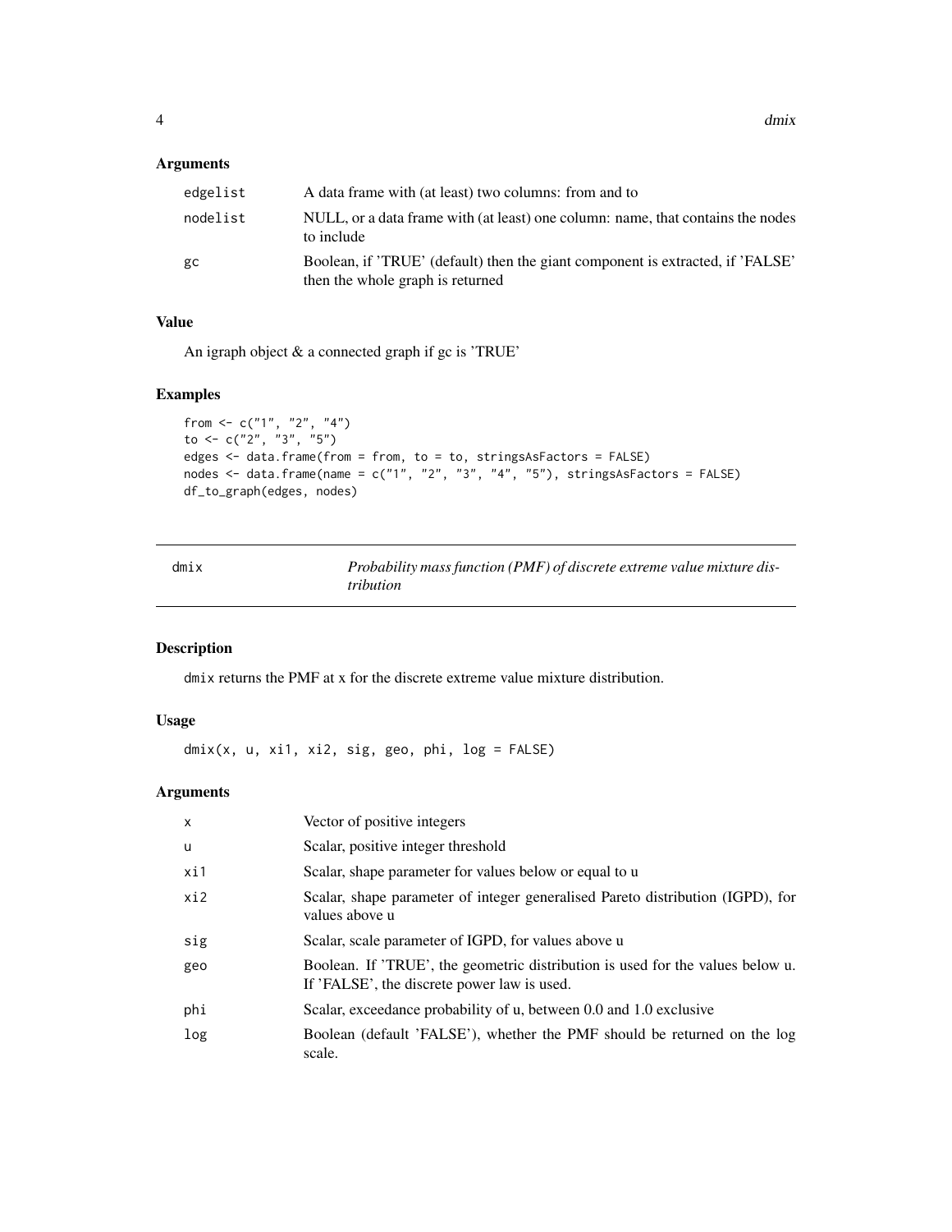## Arguments

| | |
|---|---|
| edgelist | A data frame with (at least) two columns: from and to |
| nodelist | NULL, or a data frame with (at least) one column: name, that contains the nodes to include |
| gc | Boolean, if 'TRUE' (default) then the giant component is extracted, if 'FALSE' then the whole graph is returned |

## Value

An igraph object & a connected graph if gc is 'TRUE'

## Examples

```
from <- c("1", "2", "4")
to <- c("2", "3", "5")
edges <- data.frame(from = from, to = to, stringsAsFactors = FALSE)
nodes <- data.frame(name = c("1", "2", "3", "4", "5"), stringsAsFactors = FALSE)
df_to_graph(edges, nodes)
```

---

# dmix — *Probability mass function (PMF) of discrete extreme value mixture distribution*

## Description

dmix returns the PMF at x for the discrete extreme value mixture distribution.

## Usage

```
dmix(x, u, xi1, xi2, sig, geo, phi, log = FALSE)
```

## Arguments

| | |
|---|---|
| x | Vector of positive integers |
| u | Scalar, positive integer threshold |
| xi1 | Scalar, shape parameter for values below or equal to u |
| xi2 | Scalar, shape parameter of integer generalised Pareto distribution (IGPD), for values above u |
| sig | Scalar, scale parameter of IGPD, for values above u |
| geo | Boolean. If 'TRUE', the geometric distribution is used for the values below u. If 'FALSE', the discrete power law is used. |
| phi | Scalar, exceedance probability of u, between 0.0 and 1.0 exclusive |
| log | Boolean (default 'FALSE'), whether the PMF should be returned on the log scale. |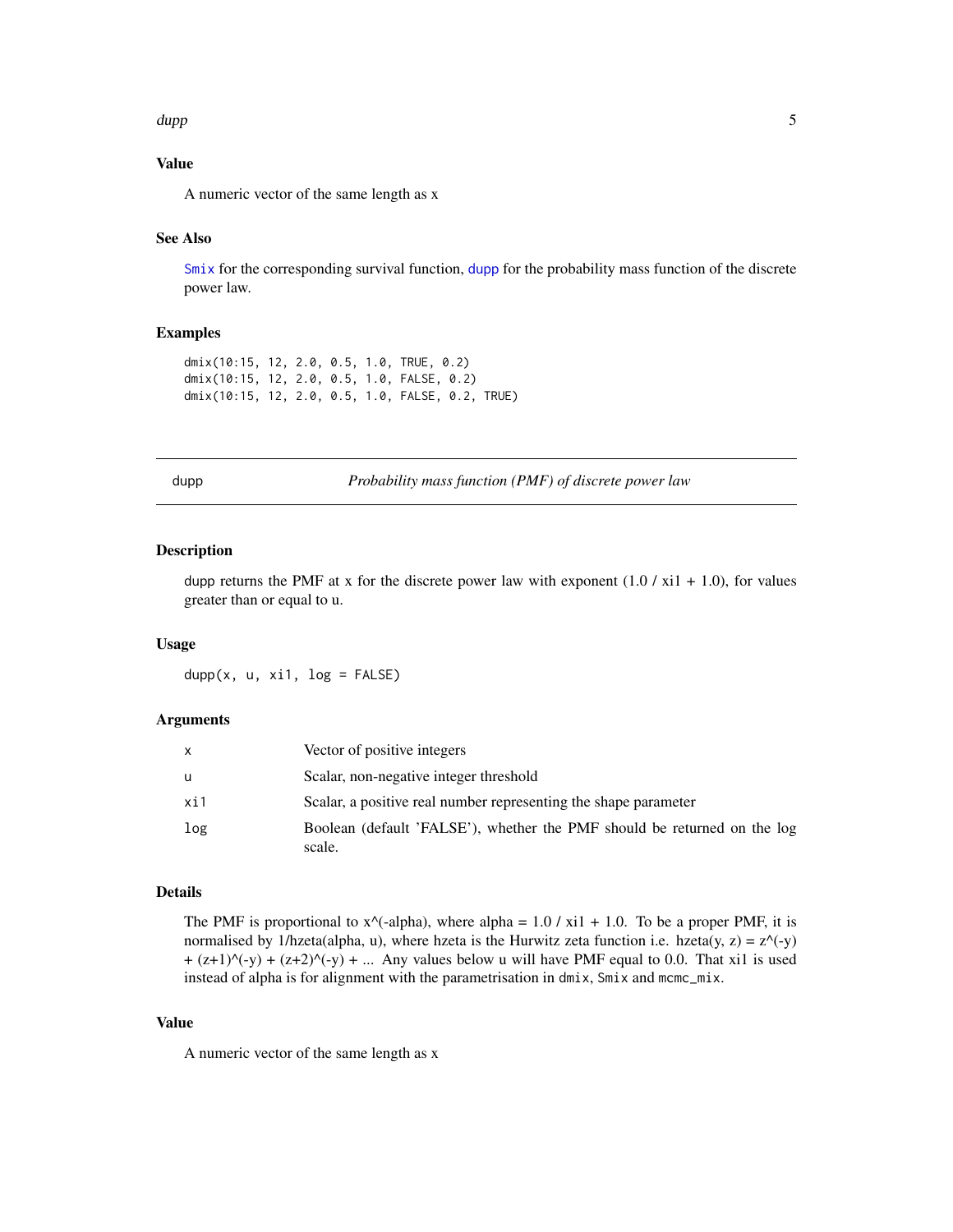### Value

A numeric vector of the same length as x

### See Also

`Smix` for the corresponding survival function, `dupp` for the probability mass function of the discrete power law.

### Examples

```
dmix(10:15, 12, 2.0, 0.5, 1.0, TRUE, 0.2)
dmix(10:15, 12, 2.0, 0.5, 1.0, FALSE, 0.2)
dmix(10:15, 12, 2.0, 0.5, 1.0, FALSE, 0.2, TRUE)
```

---

## dupp — *Probability mass function (PMF) of discrete power law*

### Description

dupp returns the PMF at x for the discrete power law with exponent (1.0 / xi1 + 1.0), for values greater than or equal to u.

### Usage

```
dupp(x, u, xi1, log = FALSE)
```

### Arguments

| | |
|---|---|
| x | Vector of positive integers |
| u | Scalar, non-negative integer threshold |
| xi1 | Scalar, a positive real number representing the shape parameter |
| log | Boolean (default 'FALSE'), whether the PMF should be returned on the log scale. |

### Details

The PMF is proportional to x^(-alpha), where alpha = 1.0 / xi1 + 1.0. To be a proper PMF, it is normalised by 1/hzeta(alpha, u), where hzeta is the Hurwitz zeta function i.e. hzeta(y, z) = z^(-y) + (z+1)^(-y) + (z+2)^(-y) + ... Any values below u will have PMF equal to 0.0. That xi1 is used instead of alpha is for alignment with the parametrisation in `dmix`, `Smix` and `mcmc_mix`.

### Value

A numeric vector of the same length as x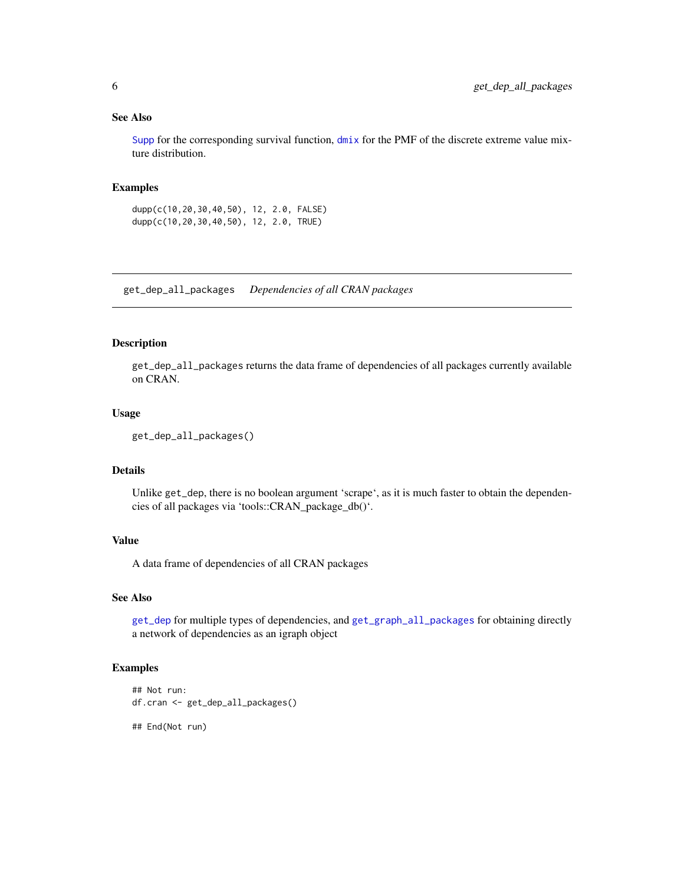### See Also

Supp for the corresponding survival function, dmix for the PMF of the discrete extreme value mixture distribution.

### Examples

```
dupp(c(10,20,30,40,50), 12, 2.0, FALSE)
dupp(c(10,20,30,40,50), 12, 2.0, TRUE)
```

---

## get_dep_all_packages    *Dependencies of all CRAN packages*

---

### Description

get_dep_all_packages returns the data frame of dependencies of all packages currently available on CRAN.

### Usage

```
get_dep_all_packages()
```

### Details

Unlike get_dep, there is no boolean argument 'scrape', as it is much faster to obtain the dependencies of all packages via 'tools::CRAN_package_db()'.

### Value

A data frame of dependencies of all CRAN packages

### See Also

get_dep for multiple types of dependencies, and get_graph_all_packages for obtaining directly a network of dependencies as an igraph object

### Examples

```
## Not run:
df.cran <- get_dep_all_packages()

## End(Not run)
```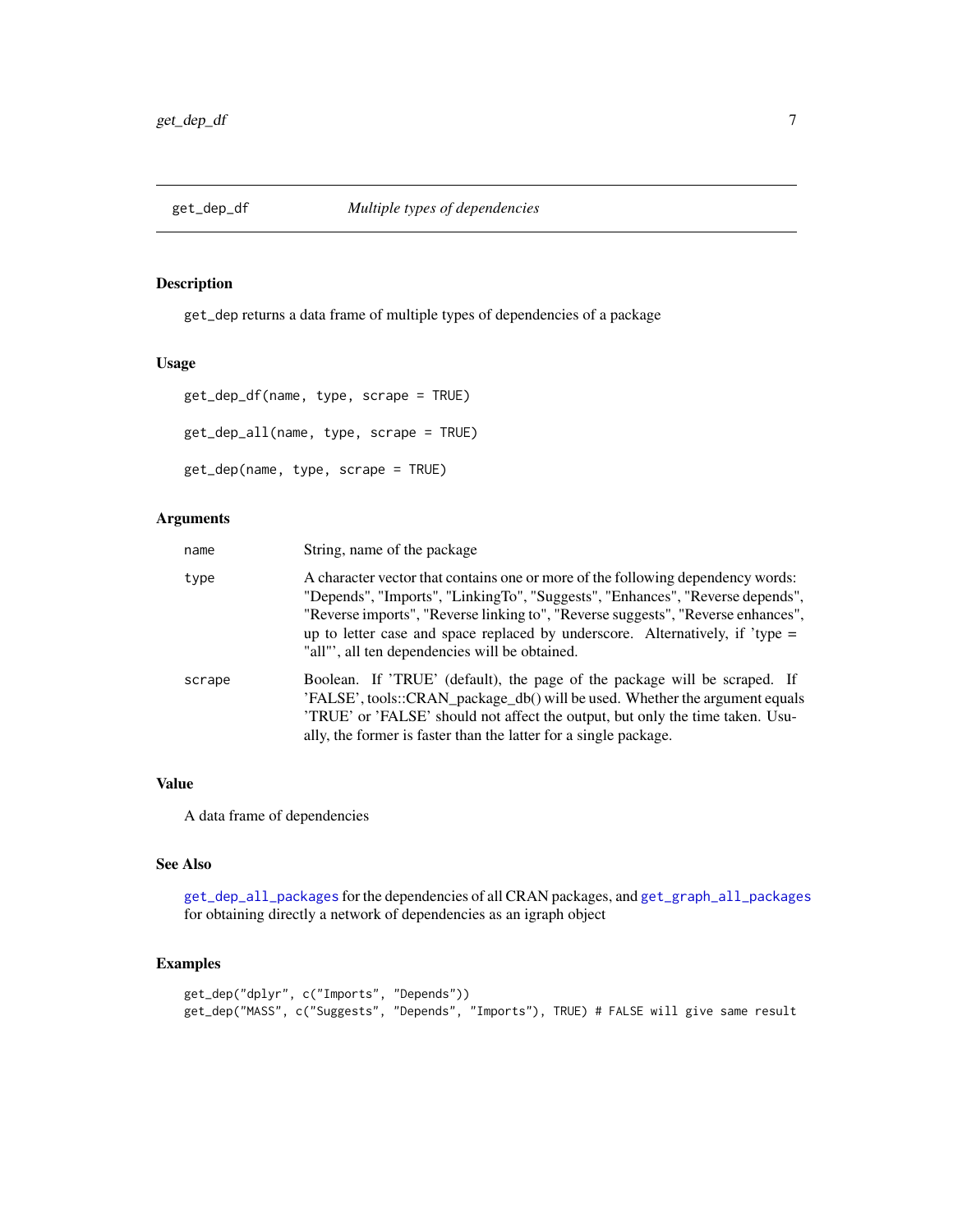## get_dep_df — *Multiple types of dependencies*

### Description

get_dep returns a data frame of multiple types of dependencies of a package

### Usage

```
get_dep_df(name, type, scrape = TRUE)

get_dep_all(name, type, scrape = TRUE)

get_dep(name, type, scrape = TRUE)
```

### Arguments

| Argument | Description |
|---|---|
| name | String, name of the package |
| type | A character vector that contains one or more of the following dependency words: "Depends", "Imports", "LinkingTo", "Suggests", "Enhances", "Reverse depends", "Reverse imports", "Reverse linking to", "Reverse suggests", "Reverse enhances", up to letter case and space replaced by underscore. Alternatively, if 'type = "all"', all ten dependencies will be obtained. |
| scrape | Boolean. If 'TRUE' (default), the page of the package will be scraped. If 'FALSE', tools::CRAN_package_db() will be used. Whether the argument equals 'TRUE' or 'FALSE' should not affect the output, but only the time taken. Usually, the former is faster than the latter for a single package. |

### Value

A data frame of dependencies

### See Also

get_dep_all_packages for the dependencies of all CRAN packages, and get_graph_all_packages for obtaining directly a network of dependencies as an igraph object

### Examples

```
get_dep("dplyr", c("Imports", "Depends"))
get_dep("MASS", c("Suggests", "Depends", "Imports"), TRUE) # FALSE will give same result
```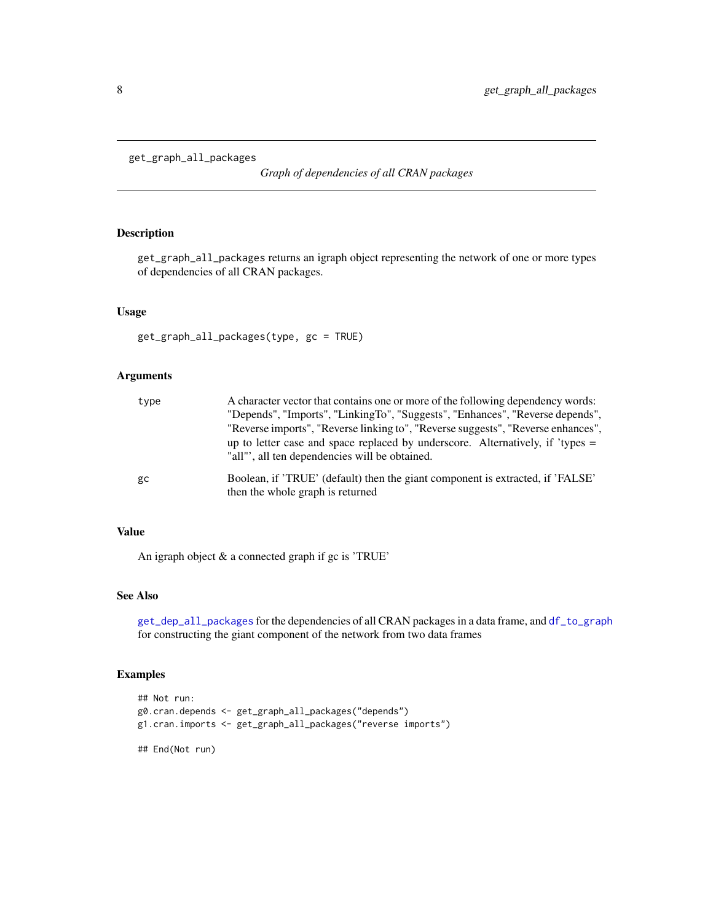`get_graph_all_packages` *Graph of dependencies of all CRAN packages*

## Description

get_graph_all_packages returns an igraph object representing the network of one or more types of dependencies of all CRAN packages.

## Usage

```
get_graph_all_packages(type, gc = TRUE)
```

## Arguments

| | |
|---|---|
| type | A character vector that contains one or more of the following dependency words: "Depends", "Imports", "LinkingTo", "Suggests", "Enhances", "Reverse depends", "Reverse imports", "Reverse linking to", "Reverse suggests", "Reverse enhances", up to letter case and space replaced by underscore. Alternatively, if 'types = "all"', all ten dependencies will be obtained. |
| gc | Boolean, if 'TRUE' (default) then the giant component is extracted, if 'FALSE' then the whole graph is returned |

## Value

An igraph object & a connected graph if gc is 'TRUE'

## See Also

get_dep_all_packages for the dependencies of all CRAN packages in a data frame, and df_to_graph for constructing the giant component of the network from two data frames

## Examples

```
## Not run:
g0.cran.depends <- get_graph_all_packages("depends")
g1.cran.imports <- get_graph_all_packages("reverse imports")

## End(Not run)
```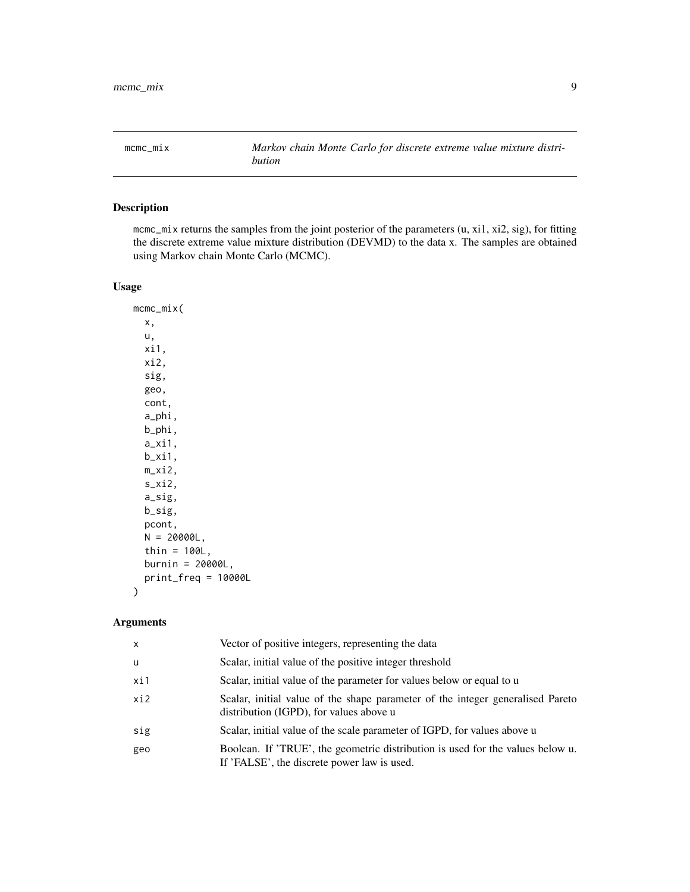## mcmc_mix

*Markov chain Monte Carlo for discrete extreme value mixture distribution*

### Description

`mcmc_mix` returns the samples from the joint posterior of the parameters (u, xi1, xi2, sig), for fitting the discrete extreme value mixture distribution (DEVMD) to the data x. The samples are obtained using Markov chain Monte Carlo (MCMC).

### Usage

```
mcmc_mix(
  x,
  u,
  xi1,
  xi2,
  sig,
  geo,
  cont,
  a_phi,
  b_phi,
  a_xi1,
  b_xi1,
  m_xi2,
  s_xi2,
  a_sig,
  b_sig,
  pcont,
  N = 20000L,
  thin = 100L,
  burnin = 20000L,
  print_freq = 10000L
)
```

### Arguments

| | |
|---|---|
| `x` | Vector of positive integers, representing the data |
| `u` | Scalar, initial value of the positive integer threshold |
| `xi1` | Scalar, initial value of the parameter for values below or equal to u |
| `xi2` | Scalar, initial value of the shape parameter of the integer generalised Pareto distribution (IGPD), for values above u |
| `sig` | Scalar, initial value of the scale parameter of IGPD, for values above u |
| `geo` | Boolean. If 'TRUE', the geometric distribution is used for the values below u. If 'FALSE', the discrete power law is used. |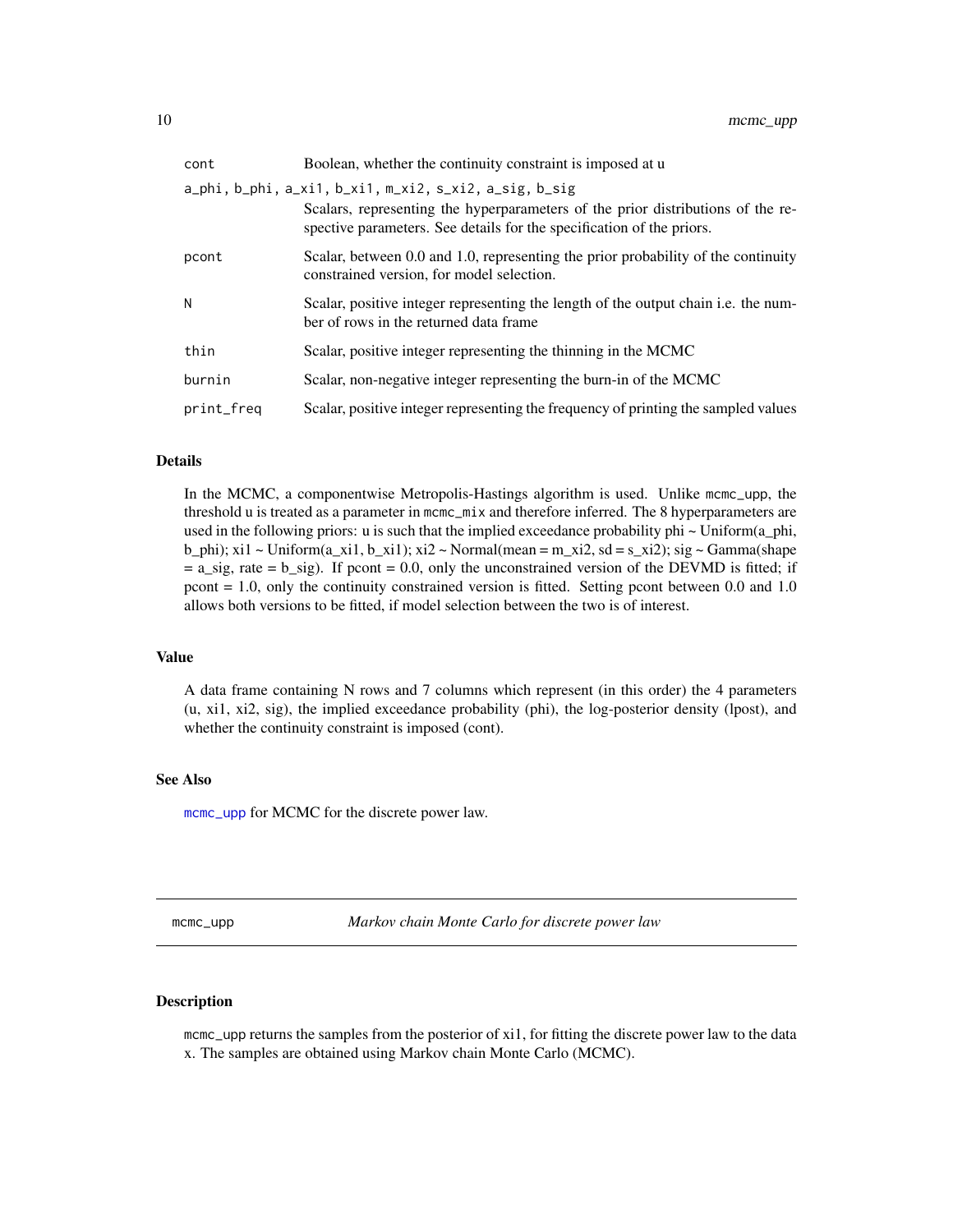| | |
|---|---|
| cont | Boolean, whether the continuity constraint is imposed at u |
| a_phi, b_phi, a_xi1, b_xi1, m_xi2, s_xi2, a_sig, b_sig | Scalars, representing the hyperparameters of the prior distributions of the respective parameters. See details for the specification of the priors. |
| pcont | Scalar, between 0.0 and 1.0, representing the prior probability of the continuity constrained version, for model selection. |
| N | Scalar, positive integer representing the length of the output chain i.e. the number of rows in the returned data frame |
| thin | Scalar, positive integer representing the thinning in the MCMC |
| burnin | Scalar, non-negative integer representing the burn-in of the MCMC |
| print_freq | Scalar, positive integer representing the frequency of printing the sampled values |

### Details

In the MCMC, a componentwise Metropolis-Hastings algorithm is used. Unlike mcmc_upp, the threshold u is treated as a parameter in mcmc_mix and therefore inferred. The 8 hyperparameters are used in the following priors: u is such that the implied exceedance probability phi ~ Uniform(a_phi, b_phi); xi1 ~ Uniform(a_xi1, b_xi1); xi2 ~ Normal(mean = m_xi2, sd = s_xi2); sig ~ Gamma(shape = a_sig, rate = b_sig). If pcont = 0.0, only the unconstrained version of the DEVMD is fitted; if pcont = 1.0, only the continuity constrained version is fitted. Setting pcont between 0.0 and 1.0 allows both versions to be fitted, if model selection between the two is of interest.

### Value

A data frame containing N rows and 7 columns which represent (in this order) the 4 parameters (u, xi1, xi2, sig), the implied exceedance probability (phi), the log-posterior density (lpost), and whether the continuity constraint is imposed (cont).

### See Also

mcmc_upp for MCMC for the discrete power law.

---

## mcmc_upp — *Markov chain Monte Carlo for discrete power law*

### Description

mcmc_upp returns the samples from the posterior of xi1, for fitting the discrete power law to the data x. The samples are obtained using Markov chain Monte Carlo (MCMC).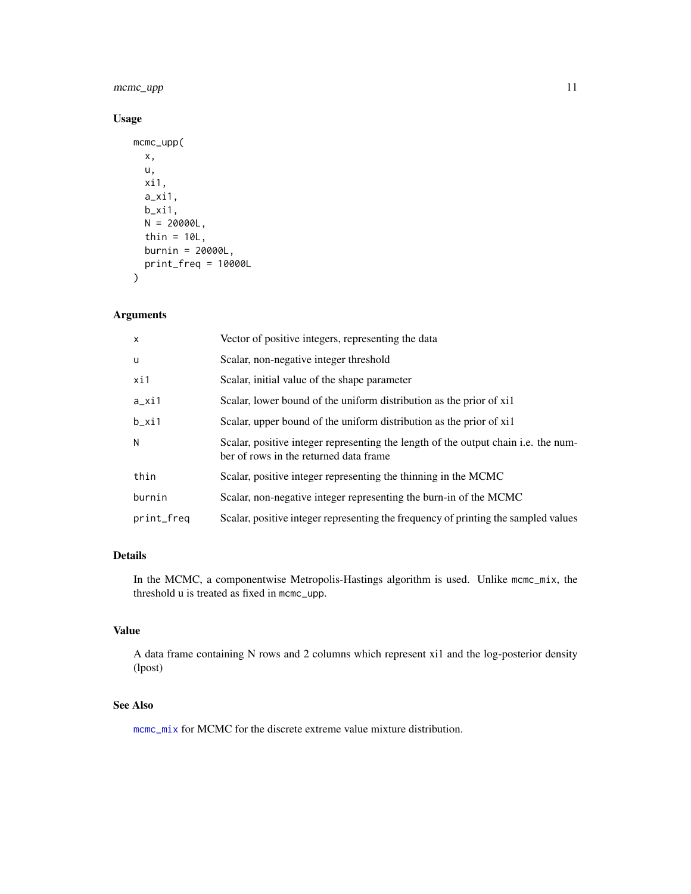## Usage

```
mcmc_upp(
  x,
  u,
  xi1,
  a_xi1,
  b_xi1,
  N = 20000L,
  thin = 10L,
  burnin = 20000L,
  print_freq = 10000L
)
```

## Arguments

| | |
|---|---|
| x | Vector of positive integers, representing the data |
| u | Scalar, non-negative integer threshold |
| xi1 | Scalar, initial value of the shape parameter |
| a_xi1 | Scalar, lower bound of the uniform distribution as the prior of xi1 |
| b_xi1 | Scalar, upper bound of the uniform distribution as the prior of xi1 |
| N | Scalar, positive integer representing the length of the output chain i.e. the number of rows in the returned data frame |
| thin | Scalar, positive integer representing the thinning in the MCMC |
| burnin | Scalar, non-negative integer representing the burn-in of the MCMC |
| print_freq | Scalar, positive integer representing the frequency of printing the sampled values |

## Details

In the MCMC, a componentwise Metropolis-Hastings algorithm is used. Unlike mcmc_mix, the threshold u is treated as fixed in mcmc_upp.

## Value

A data frame containing N rows and 2 columns which represent xi1 and the log-posterior density (lpost)

## See Also

mcmc_mix for MCMC for the discrete extreme value mixture distribution.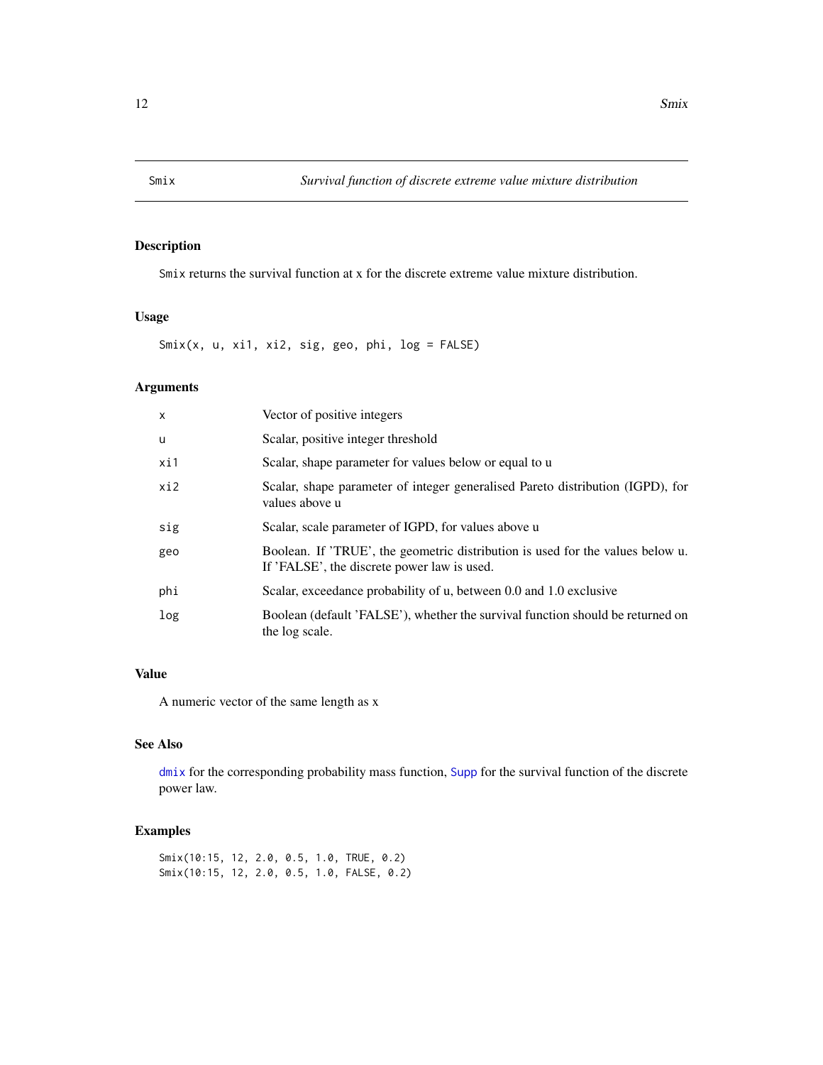## Smix — *Survival function of discrete extreme value mixture distribution*

### Description

Smix returns the survival function at x for the discrete extreme value mixture distribution.

### Usage

```
Smix(x, u, xi1, xi2, sig, geo, phi, log = FALSE)
```

### Arguments

| | |
|---|---|
| x | Vector of positive integers |
| u | Scalar, positive integer threshold |
| xi1 | Scalar, shape parameter for values below or equal to u |
| xi2 | Scalar, shape parameter of integer generalised Pareto distribution (IGPD), for values above u |
| sig | Scalar, scale parameter of IGPD, for values above u |
| geo | Boolean. If 'TRUE', the geometric distribution is used for the values below u. If 'FALSE', the discrete power law is used. |
| phi | Scalar, exceedance probability of u, between 0.0 and 1.0 exclusive |
| log | Boolean (default 'FALSE'), whether the survival function should be returned on the log scale. |

### Value

A numeric vector of the same length as x

### See Also

dmix for the corresponding probability mass function, Supp for the survival function of the discrete power law.

### Examples

```
Smix(10:15, 12, 2.0, 0.5, 1.0, TRUE, 0.2)
Smix(10:15, 12, 2.0, 0.5, 1.0, FALSE, 0.2)
```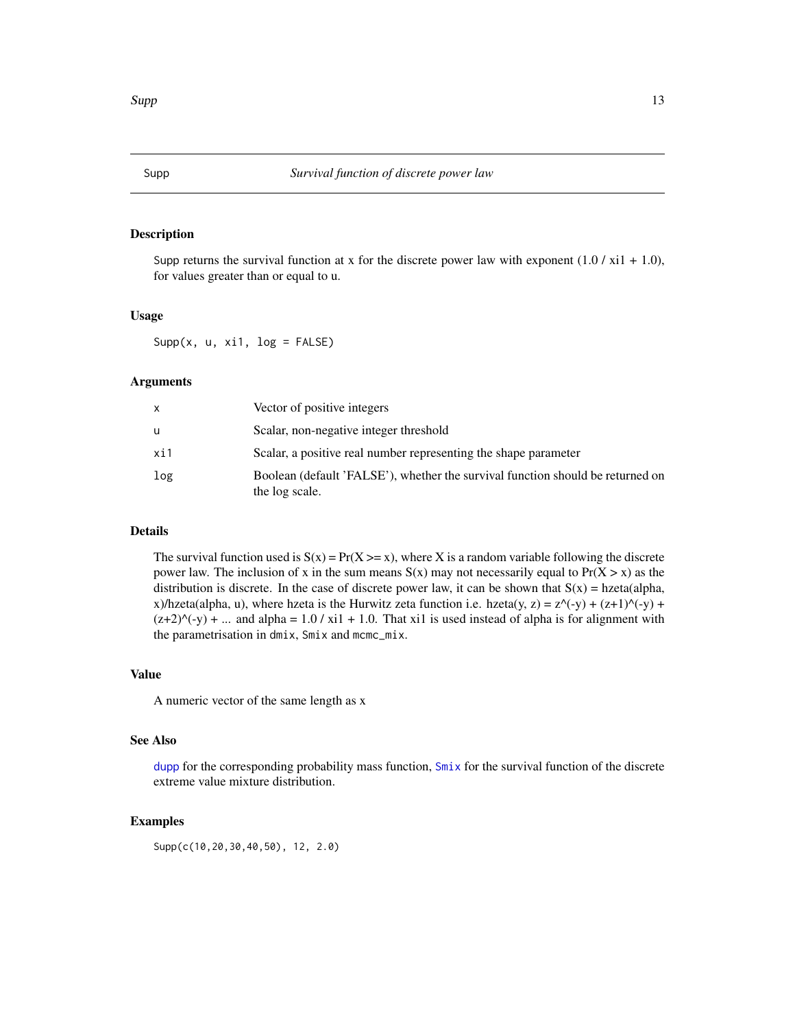# Supp — *Survival function of discrete power law*

## Description

Supp returns the survival function at x for the discrete power law with exponent (1.0 / xi1 + 1.0), for values greater than or equal to u.

## Usage

```
Supp(x, u, xi1, log = FALSE)
```

## Arguments

| | |
|---|---|
| x | Vector of positive integers |
| u | Scalar, non-negative integer threshold |
| xi1 | Scalar, a positive real number representing the shape parameter |
| log | Boolean (default 'FALSE'), whether the survival function should be returned on the log scale. |

## Details

The survival function used is S(x) = Pr(X >= x), where X is a random variable following the discrete power law. The inclusion of x in the sum means S(x) may not necessarily equal to Pr(X > x) as the distribution is discrete. In the case of discrete power law, it can be shown that S(x) = hzeta(alpha, x)/hzeta(alpha, u), where hzeta is the Hurwitz zeta function i.e. hzeta(y, z) = z^(-y) + (z+1)^(-y) + (z+2)^(-y) + ... and alpha = 1.0 / xi1 + 1.0. That xi1 is used instead of alpha is for alignment with the parametrisation in `dmix`, `Smix` and `mcmc_mix`.

## Value

A numeric vector of the same length as x

## See Also

`dupp` for the corresponding probability mass function, `Smix` for the survival function of the discrete extreme value mixture distribution.

## Examples

```
Supp(c(10,20,30,40,50), 12, 2.0)
```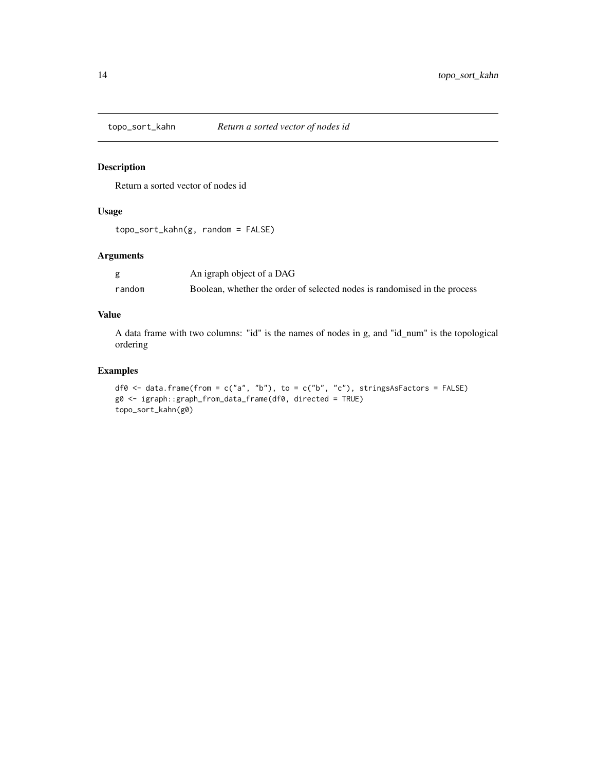# topo_sort_kahn — *Return a sorted vector of nodes id*

## Description

Return a sorted vector of nodes id

## Usage

```
topo_sort_kahn(g, random = FALSE)
```

## Arguments

| | |
|---|---|
| `g` | An igraph object of a DAG |
| `random` | Boolean, whether the order of selected nodes is randomised in the process |

## Value

A data frame with two columns: "id" is the names of nodes in g, and "id_num" is the topological ordering

## Examples

```
df0 <- data.frame(from = c("a", "b"), to = c("b", "c"), stringsAsFactors = FALSE)
g0 <- igraph::graph_from_data_frame(df0, directed = TRUE)
topo_sort_kahn(g0)
```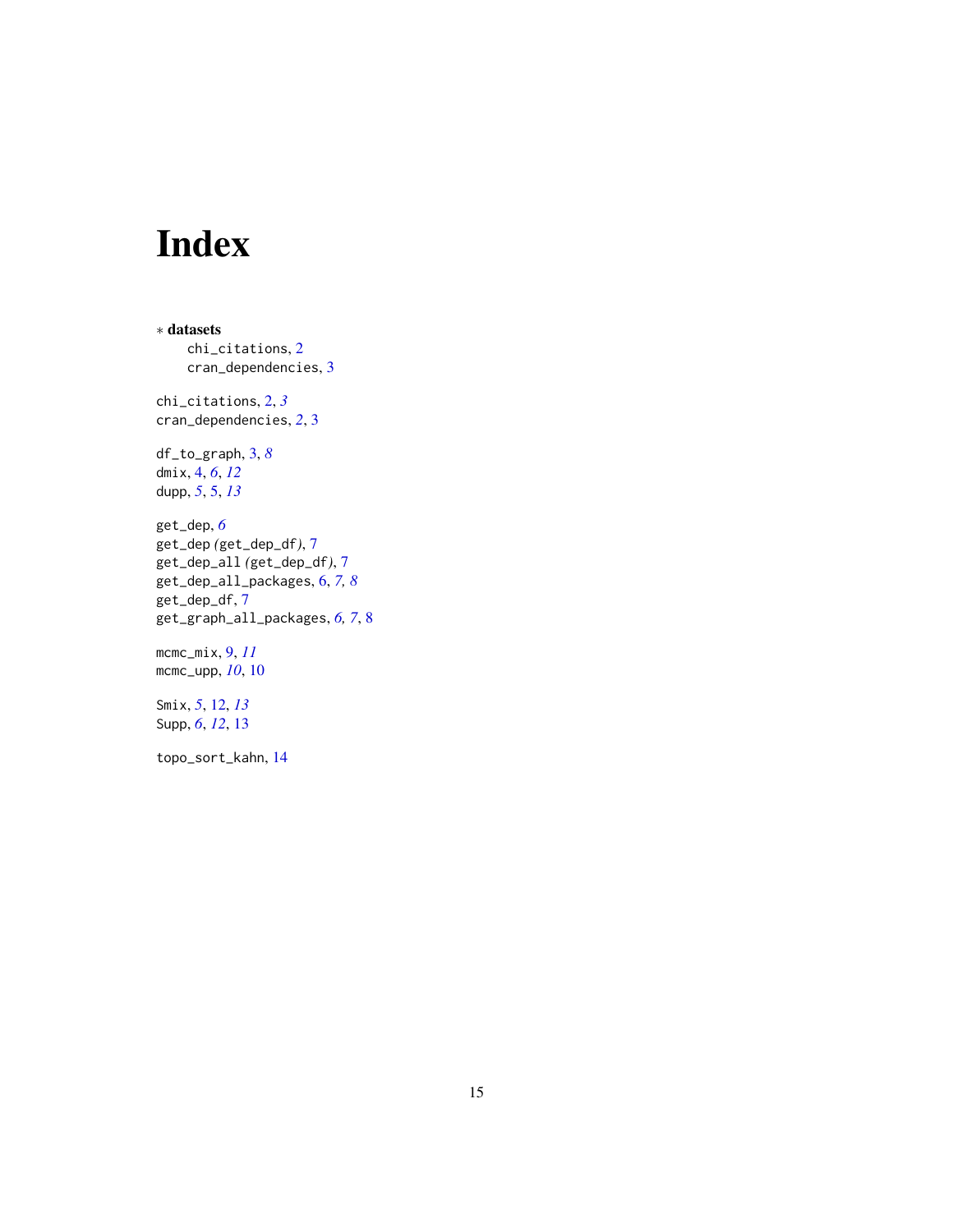# Index

∗ **datasets**
  chi_citations, 2
  cran_dependencies, 3

chi_citations, 2, *3*
cran_dependencies, *2*, 3

df_to_graph, 3, *8*
dmix, 4, *6*, *12*
dupp, *5*, 5, *13*

get_dep, *6*
get_dep *(*get_dep_df*)*, 7
get_dep_all *(*get_dep_df*)*, 7
get_dep_all_packages, 6, *7*, *8*
get_dep_df, 7
get_graph_all_packages, *6*, *7*, 8

mcmc_mix, 9, *11*
mcmc_upp, *10*, 10

Smix, *5*, 12, *13*
Supp, *6*, *12*, 13

topo_sort_kahn, 14